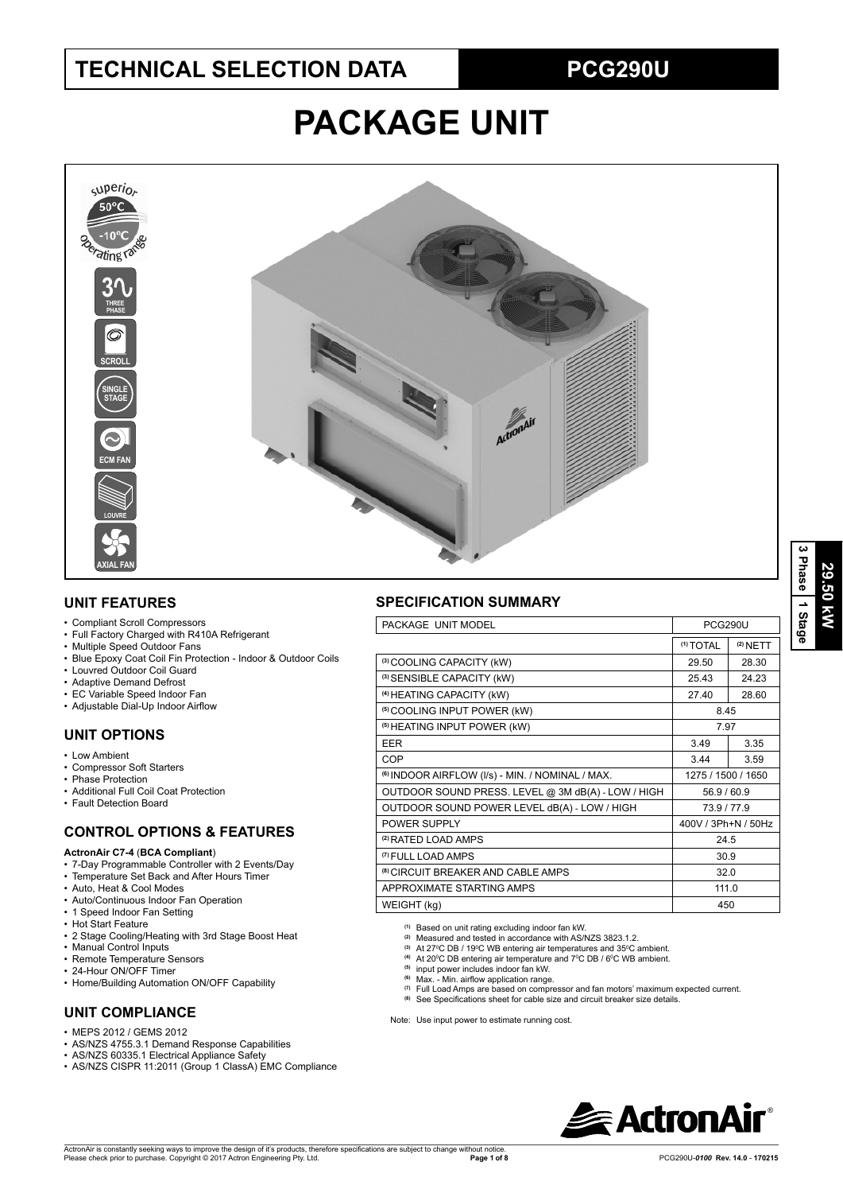# TECHNICAL SELECTION DATA

**PCG290U**

# PACKAGE UNIT

superior 50ºC -10ºC operating range

3 PHASE | SCROLL | SINGLE STAGE | ECM FAN | LOUVRE | AXIAL FAN

**29.50 kW**
**3 Phase | 1 Stage**

## UNIT FEATURES

- Compliant Scroll Compressors
- Full Factory Charged with R410A Refrigerant
- Multiple Speed Outdoor Fans
- Blue Epoxy Coat Coil Fin Protection - Indoor & Outdoor Coils
- Louvred Outdoor Coil Guard
- Adaptive Demand Defrost
- EC Variable Speed Indoor Fan
- Adjustable Dial-Up Indoor Airflow

## UNIT OPTIONS

- Low Ambient
- Compressor Soft Starters
- Phase Protection
- Additional Full Coil Coat Protection
- Fault Detection Board

## CONTROL OPTIONS & FEATURES

**ActronAir C7-4** (**BCA Compliant**)

- 7-Day Programmable Controller with 2 Events/Day
- Temperature Set Back and After Hours Timer
- Auto, Heat & Cool Modes
- Auto/Continuous Indoor Fan Operation
- 1 Speed Indoor Fan Setting
- Hot Start Feature
- 2 Stage Cooling/Heating with 3rd Stage Boost Heat
- Manual Control Inputs
- Remote Temperature Sensors
- 24-Hour ON/OFF Timer
- Home/Building Automation ON/OFF Capability

## UNIT COMPLIANCE

- MEPS 2012 / GEMS 2012
- AS/NZS 4755.3.1 Demand Response Capabilities
- AS/NZS 60335.1 Electrical Appliance Safety
- AS/NZS CISPR 11:2011 (Group 1 ClassA) EMC Compliance

## SPECIFICATION SUMMARY

| PACKAGE UNIT MODEL | PCG290U | |
|---|---|---|
| | (1) TOTAL | (2) NETT |
| (3) COOLING CAPACITY (kW) | 29.50 | 28.30 |
| (3) SENSIBLE CAPACITY (kW) | 25.43 | 24.23 |
| (4) HEATING CAPACITY (kW) | 27.40 | 28.60 |
| (5) COOLING INPUT POWER (kW) | 8.45 | |
| (5) HEATING INPUT POWER (kW) | 7.97 | |
| EER | 3.49 | 3.35 |
| COP | 3.44 | 3.59 |
| (6) INDOOR AIRFLOW (l/s) - MIN. / NOMINAL / MAX. | 1275 / 1500 / 1650 | |
| OUTDOOR SOUND PRESS. LEVEL @ 3M dB(A) - LOW / HIGH | 56.9 / 60.9 | |
| OUTDOOR SOUND POWER LEVEL dB(A) - LOW / HIGH | 73.9 / 77.9 | |
| POWER SUPPLY | 400V / 3Ph+N / 50Hz | |
| (2) RATED LOAD AMPS | 24.5 | |
| (7) FULL LOAD AMPS | 30.9 | |
| (8) CIRCUIT BREAKER AND CABLE AMPS | 32.0 | |
| APPROXIMATE STARTING AMPS | 111.0 | |
| WEIGHT (kg) | 450 | |

(1) Based on unit rating excluding indoor fan kW.
(2) Measured and tested in accordance with AS/NZS 3823.1.2.
(3) At 27ºC DB / 19ºC WB entering air temperatures and 35ºC ambient.
(4) At 20ºC DB entering air temperature and 7ºC DB / 6ºC WB ambient.
(5) input power includes indoor fan kW.
(6) Max. - Min. airflow application range.
(7) Full Load Amps are based on compressor and fan motors' maximum expected current.
(8) See Specifications sheet for cable size and circuit breaker size details.

Note: Use input power to estimate running cost.

ActronAir is constantly seeking ways to improve the design of it's products, therefore specifications are subject to change without notice.
Please check prior to purchase. Copyright © 2017 Actron Engineering Pty. Ltd.

PCG290U-*0100* Rev. 14.0 - 170215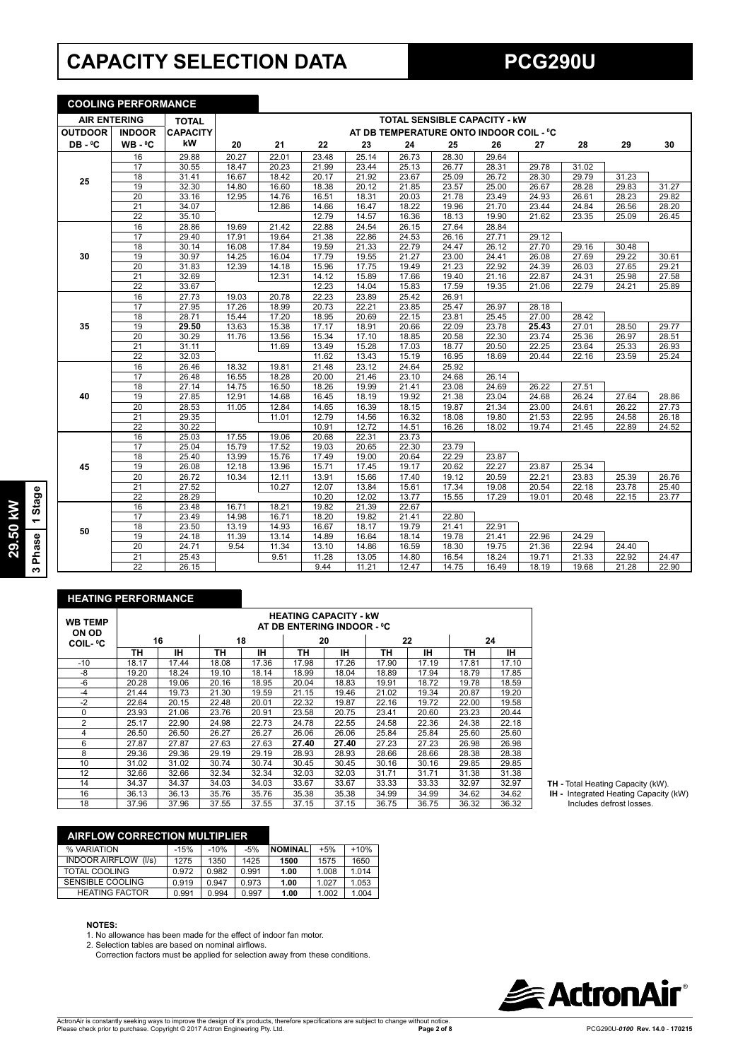# CAPACITY SELECTION DATA

# PCG290U

29.50 kW | 1 Stage | 3 Phase

## COOLING PERFORMANCE

| AIR ENTERING | | TOTAL | TOTAL SENSIBLE CAPACITY - kW AT DB TEMPERATURE ONTO INDOOR COIL - ⁰C | | | | | | | | | | |
|---|---|---|---|---|---|---|---|---|---|---|---|---|---|
| OUTDOOR DB - ⁰C | INDOOR WB - ⁰C | CAPACITY kW | 20 | 21 | 22 | 23 | 24 | 25 | 26 | 27 | 28 | 29 | 30 |
| 25 | 16 | 29.88 | 20.27 | 22.01 | 23.48 | 25.14 | 26.73 | 28.30 | 29.64 | | | | |
| | 17 | 30.55 | 18.47 | 20.23 | 21.99 | 23.44 | 25.13 | 26.77 | 28.31 | 29.78 | 31.02 | | |
| | 18 | 31.41 | 16.67 | 18.42 | 20.17 | 21.92 | 23.67 | 25.09 | 26.72 | 28.30 | 29.79 | 31.23 | |
| | 19 | 32.30 | 14.80 | 16.60 | 18.38 | 20.12 | 21.85 | 23.57 | 25.00 | 26.67 | 28.28 | 29.83 | 31.27 |
| | 20 | 33.16 | 12.95 | 14.76 | 16.51 | 18.31 | 20.03 | 21.78 | 23.49 | 24.93 | 26.61 | 28.23 | 29.82 |
| | 21 | 34.07 | | 12.86 | 14.66 | 16.47 | 18.22 | 19.96 | 21.70 | 23.44 | 24.84 | 26.56 | 28.20 |
| | 22 | 35.10 | | | 12.79 | 14.57 | 16.36 | 18.13 | 19.90 | 21.62 | 23.35 | 25.09 | 26.45 |
| 30 | 16 | 28.86 | 19.69 | 21.42 | 22.88 | 24.54 | 26.15 | 27.64 | 28.84 | | | | |
| | 17 | 29.40 | 17.91 | 19.64 | 21.38 | 22.86 | 24.53 | 26.16 | 27.71 | 29.12 | | | |
| | 18 | 30.14 | 16.08 | 17.84 | 19.59 | 21.33 | 22.79 | 24.47 | 26.12 | 27.70 | 29.16 | 30.48 | |
| | 19 | 30.97 | 14.25 | 16.04 | 17.79 | 19.55 | 21.27 | 23.00 | 24.41 | 26.08 | 27.69 | 29.22 | 30.61 |
| | 20 | 31.83 | 12.39 | 14.18 | 15.96 | 17.75 | 19.49 | 21.23 | 22.92 | 24.39 | 26.03 | 27.65 | 29.21 |
| | 21 | 32.69 | | 12.31 | 14.12 | 15.89 | 17.66 | 19.40 | 21.16 | 22.87 | 24.31 | 25.98 | 27.58 |
| | 22 | 33.67 | | | 12.23 | 14.04 | 15.83 | 17.59 | 19.35 | 21.06 | 22.79 | 24.21 | 25.89 |
| 35 | 16 | 27.73 | 19.03 | 20.78 | 22.23 | 23.89 | 25.42 | 26.91 | | | | | |
| | 17 | 27.95 | 17.26 | 18.99 | 20.73 | 22.21 | 23.85 | 25.47 | 26.97 | 28.18 | | | |
| | 18 | 28.71 | 15.44 | 17.20 | 18.95 | 20.69 | 22.15 | 23.81 | 25.45 | 27.00 | 28.42 | | |
| | 19 | **29.50** | 13.63 | 15.38 | 17.17 | 18.91 | 20.66 | 22.09 | 23.78 | **25.43** | 27.01 | 28.50 | 29.77 |
| | 20 | 30.29 | 11.76 | 13.56 | 15.34 | 17.10 | 18.85 | 20.58 | 22.30 | 23.74 | 25.36 | 26.97 | 28.51 |
| | 21 | 31.11 | | 11.69 | 13.49 | 15.28 | 17.03 | 18.77 | 20.50 | 22.25 | 23.64 | 25.33 | 26.93 |
| | 22 | 32.03 | | | 11.62 | 13.43 | 15.19 | 16.95 | 18.69 | 20.44 | 22.16 | 23.59 | 25.24 |
| 40 | 16 | 26.46 | 18.32 | 19.81 | 21.48 | 23.12 | 24.64 | 25.92 | | | | | |
| | 17 | 26.48 | 16.55 | 18.28 | 20.00 | 21.46 | 23.10 | 24.68 | 26.14 | | | | |
| | 18 | 27.14 | 14.75 | 16.50 | 18.26 | 19.99 | 21.41 | 23.08 | 24.69 | 26.22 | 27.51 | | |
| | 19 | 27.85 | 12.91 | 14.68 | 16.45 | 18.19 | 19.92 | 21.38 | 23.04 | 24.68 | 26.24 | 27.64 | 28.86 |
| | 20 | 28.53 | 11.05 | 12.84 | 14.65 | 16.39 | 18.15 | 19.87 | 21.34 | 23.00 | 24.61 | 26.22 | 27.73 |
| | 21 | 29.35 | | 11.01 | 12.79 | 14.56 | 16.32 | 18.08 | 19.80 | 21.53 | 22.95 | 24.58 | 26.18 |
| | 22 | 30.22 | | | 10.91 | 12.72 | 14.51 | 16.26 | 18.02 | 19.74 | 21.45 | 22.89 | 24.52 |
| 45 | 16 | 25.03 | 17.55 | 19.06 | 20.68 | 22.31 | 23.73 | | | | | | |
| | 17 | 25.04 | 15.79 | 17.52 | 19.03 | 20.65 | 22.30 | 23.79 | | | | | |
| | 18 | 25.40 | 13.99 | 15.76 | 17.49 | 19.00 | 20.64 | 22.29 | 23.87 | | | | |
| | 19 | 26.08 | 12.18 | 13.96 | 15.71 | 17.45 | 19.17 | 20.62 | 22.27 | 23.87 | 25.34 | | |
| | 20 | 26.72 | 10.34 | 12.11 | 13.91 | 15.66 | 17.40 | 19.12 | 20.59 | 22.21 | 23.83 | 25.39 | 26.76 |
| | 21 | 27.52 | | 10.27 | 12.07 | 13.84 | 15.61 | 17.34 | 19.08 | 20.54 | 22.18 | 23.78 | 25.40 |
| | 22 | 28.29 | | | 10.20 | 12.02 | 13.77 | 15.55 | 17.29 | 19.01 | 20.48 | 22.15 | 23.77 |
| 50 | 16 | 23.48 | 16.71 | 18.21 | 19.82 | 21.39 | 22.67 | | | | | | |
| | 17 | 23.49 | 14.98 | 16.71 | 18.20 | 19.82 | 21.41 | 22.80 | | | | | |
| | 18 | 23.50 | 13.19 | 14.93 | 16.67 | 18.17 | 19.79 | 21.41 | 22.91 | | | | |
| | 19 | 24.18 | 11.39 | 13.14 | 14.89 | 16.64 | 18.14 | 19.78 | 21.41 | 22.96 | 24.29 | | |
| | 20 | 24.71 | 9.54 | 11.34 | 13.10 | 14.86 | 16.59 | 18.30 | 19.75 | 21.36 | 22.94 | 24.40 | |
| | 21 | 25.43 | | 9.51 | 11.28 | 13.05 | 14.80 | 16.54 | 18.24 | 19.71 | 21.33 | 22.92 | 24.47 |
| | 22 | 26.15 | | | 9.44 | 11.21 | 12.47 | 14.75 | 16.49 | 18.19 | 19.68 | 21.28 | 22.90 |

## HEATING PERFORMANCE

| WB TEMP ON OD COIL- ⁰C | HEATING CAPACITY - kW AT DB ENTERING INDOOR - ⁰C | | | | | | | | | |
|---|---|---|---|---|---|---|---|---|---|---|
| | 16 | | 18 | | 20 | | 22 | | 24 | |
| | TH | IH | TH | IH | TH | IH | TH | IH | TH | IH |
| -10 | 18.17 | 17.44 | 18.08 | 17.36 | 17.98 | 17.26 | 17.90 | 17.19 | 17.81 | 17.10 |
| -8 | 19.20 | 18.24 | 19.10 | 18.14 | 18.99 | 18.04 | 18.89 | 17.94 | 18.79 | 17.85 |
| -6 | 20.28 | 19.06 | 20.16 | 18.95 | 20.04 | 18.83 | 19.91 | 18.72 | 19.78 | 18.59 |
| -4 | 21.44 | 19.73 | 21.30 | 19.59 | 21.15 | 19.46 | 21.02 | 19.34 | 20.87 | 19.20 |
| -2 | 22.64 | 20.15 | 22.48 | 20.01 | 22.32 | 19.87 | 22.16 | 19.72 | 22.00 | 19.58 |
| 0 | 23.93 | 21.06 | 23.76 | 20.91 | 23.58 | 20.75 | 23.41 | 20.60 | 23.23 | 20.44 |
| 2 | 25.17 | 22.90 | 24.98 | 22.73 | 24.78 | 22.55 | 24.58 | 22.36 | 24.38 | 22.18 |
| 4 | 26.50 | 26.50 | 26.27 | 26.27 | 26.06 | 26.06 | 25.84 | 25.84 | 25.60 | 25.60 |
| 6 | 27.87 | 27.87 | 27.63 | 27.63 | **27.40** | **27.40** | 27.23 | 27.23 | 26.98 | 26.98 |
| 8 | 29.36 | 29.36 | 29.19 | 29.19 | 28.93 | 28.93 | 28.66 | 28.66 | 28.38 | 28.38 |
| 10 | 31.02 | 31.02 | 30.74 | 30.74 | 30.45 | 30.45 | 30.16 | 30.16 | 29.85 | 29.85 |
| 12 | 32.66 | 32.66 | 32.34 | 32.34 | 32.03 | 32.03 | 31.71 | 31.71 | 31.38 | 31.38 |
| 14 | 34.37 | 34.37 | 34.03 | 34.03 | 33.67 | 33.67 | 33.33 | 33.33 | 32.97 | 32.97 |
| 16 | 36.13 | 36.13 | 35.76 | 35.76 | 35.38 | 35.38 | 34.99 | 34.99 | 34.62 | 34.62 |
| 18 | 37.96 | 37.96 | 37.55 | 37.55 | 37.15 | 37.15 | 36.75 | 36.75 | 36.32 | 36.32 |

**TH -** Total Heating Capacity (kW).
**IH -** Integrated Heating Capacity (kW) Includes defrost losses.

## AIRFLOW CORRECTION MULTIPLIER

| % VARIATION | -15% | -10% | -5% | NOMINAL | +5% | +10% |
|---|---|---|---|---|---|---|
| INDOOR AIRFLOW (l/s) | 1275 | 1350 | 1425 | **1500** | 1575 | 1650 |
| TOTAL COOLING | 0.972 | 0.982 | 0.991 | **1.00** | 1.008 | 1.014 |
| SENSIBLE COOLING | 0.919 | 0.947 | 0.973 | **1.00** | 1.027 | 1.053 |
| HEATING FACTOR | 0.991 | 0.994 | 0.997 | **1.00** | 1.002 | 1.004 |

**NOTES:**

1. No allowance has been made for the effect of indoor fan motor.
2. Selection tables are based on nominal airflows.
   Correction factors must be applied for selection away from these conditions.

ActronAir is constantly seeking ways to improve the design of it's products, therefore specifications are subject to change without notice.
Please check prior to purchase. Copyright © 2017 Actron Engineering Pty. Ltd.

PCG290U-*0100* Rev. 14.0 - 170215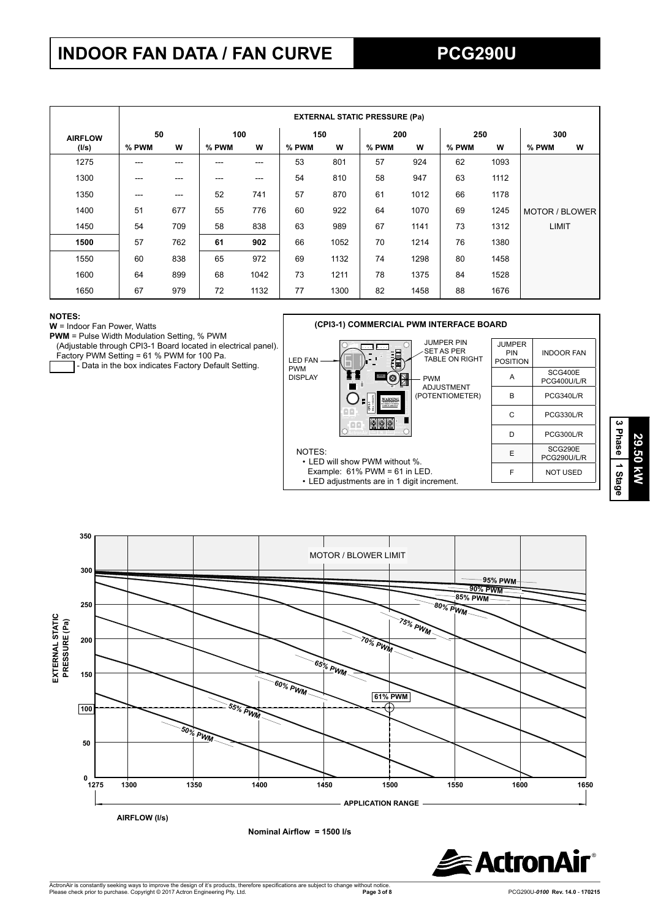# INDOOR FAN DATA / FAN CURVE

# PCG290U

| AIRFLOW (l/s) | EXTERNAL STATIC PRESSURE (Pa) | | | | | | | | | | | |
|---|---|---|---|---|---|---|---|---|---|---|---|---|
| | 50 | | 100 | | 150 | | 200 | | 250 | | 300 | |
| | % PWM | W | % PWM | W | % PWM | W | % PWM | W | % PWM | W | % PWM | W |
| 1275 | --- | --- | --- | --- | 53 | 801 | 57 | 924 | 62 | 1093 | MOTOR / BLOWER LIMIT | |
| 1300 | --- | --- | --- | --- | 54 | 810 | 58 | 947 | 63 | 1112 | | |
| 1350 | --- | --- | 52 | 741 | 57 | 870 | 61 | 1012 | 66 | 1178 | | |
| 1400 | 51 | 677 | 55 | 776 | 60 | 922 | 64 | 1070 | 69 | 1245 | | |
| 1450 | 54 | 709 | 58 | 838 | 63 | 989 | 67 | 1141 | 73 | 1312 | | |
| **1500** | 57 | 762 | **61** | **902** | 66 | 1052 | 70 | 1214 | 76 | 1380 | | |
| 1550 | 60 | 838 | 65 | 972 | 69 | 1132 | 74 | 1298 | 80 | 1458 | | |
| 1600 | 64 | 899 | 68 | 1042 | 73 | 1211 | 78 | 1375 | 84 | 1528 | | |
| 1650 | 67 | 979 | 72 | 1132 | 77 | 1300 | 82 | 1458 | 88 | 1676 | | |

**NOTES:**

**W** = Indoor Fan Power, Watts

**PWM** = Pulse Width Modulation Setting, % PWM
(Adjustable through CPI3-1 Board located in electrical panel).
Factory PWM Setting = 61 % PWM for 100 Pa.

- Data in the box indicates Factory Default Setting.

**(CPI3-1) COMMERCIAL PWM INTERFACE BOARD**

LED FAN PWM DISPLAY

JUMPER PIN SET AS PER TABLE ON RIGHT

PWM ADJUSTMENT (POTENTIOMETER)

| JUMPER PIN POSITION | INDOOR FAN |
|---|---|
| A | SCG400E PCG400U/L/R |
| B | PCG340L/R |
| C | PCG330L/R |
| D | PCG300L/R |
| E | SCG290E PCG290U/L/R |
| F | NOT USED |

NOTES:
- LED will show PWM without %. Example: 61% PWM = 61 in LED.
- LED adjustments are in 1 digit increment.

29.50 kW | 3 Phase | 1 Stage

EXTERNAL STATIC PRESSURE (Pa) vs AIRFLOW (l/s) — curves for 50% PWM, 55% PWM, 60% PWM, 65% PWM, 70% PWM, 75% PWM, 80% PWM, 85% PWM, 90% PWM, 95% PWM; MOTOR / BLOWER LIMIT; 61% PWM at 1500 l/s, 100 Pa; APPLICATION RANGE 1275–1650 l/s.

Nominal Airflow = 1500 l/s

ActronAir is constantly seeking ways to improve the design of it's products, therefore specifications are subject to change without notice.
Please check prior to purchase. Copyright © 2017 Actron Engineering Pty. Ltd.

PCG290U-*0100* Rev. 14.0 - 170215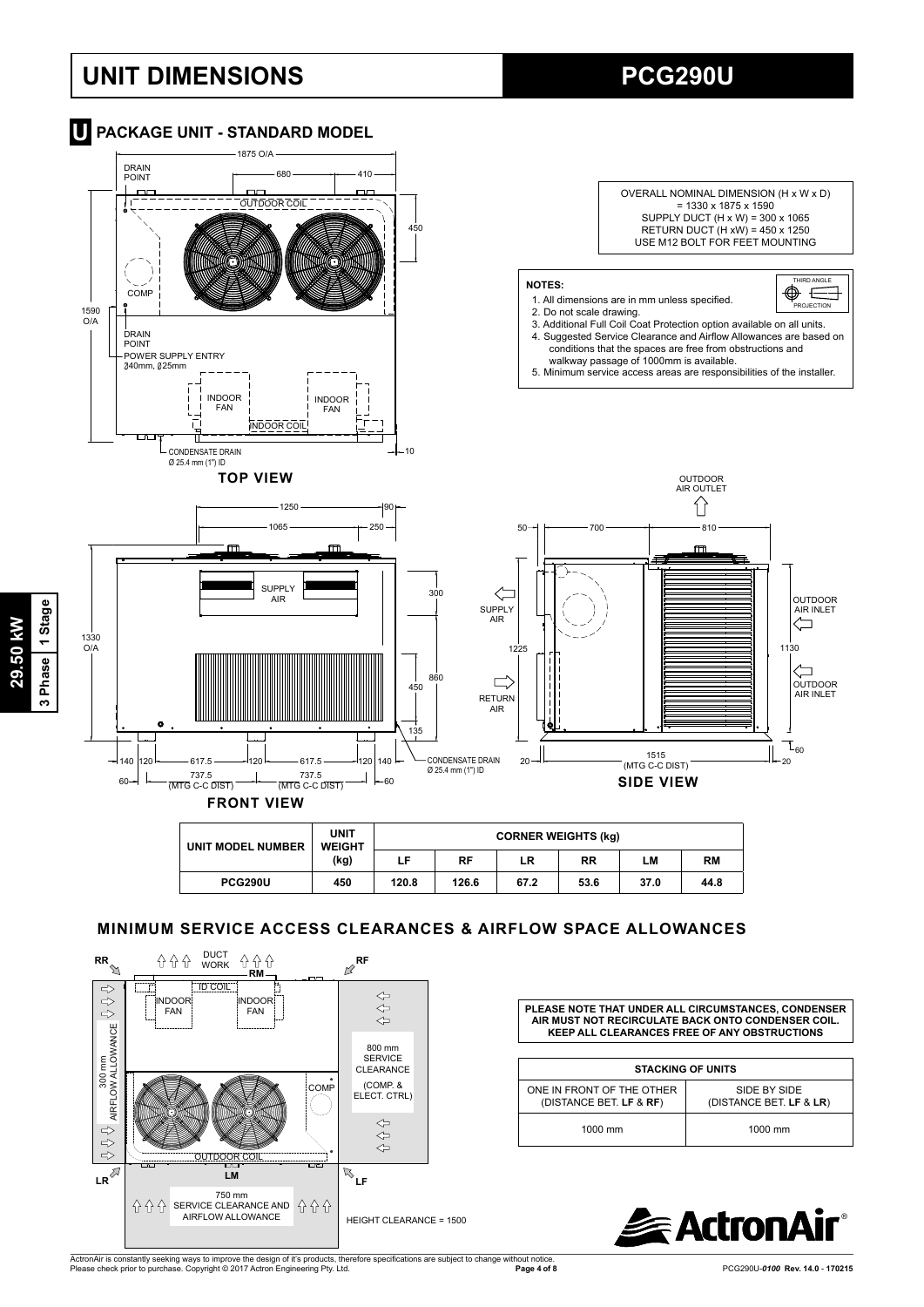# UNIT DIMENSIONS

# PCG290U

## U PACKAGE UNIT - STANDARD MODEL

OVERALL NOMINAL DIMENSION (H x W x D) = 1330 x 1875 x 1590
SUPPLY DUCT (H x W) = 300 x 1065
RETURN DUCT (H xW) = 450 x 1250
USE M12 BOLT FOR FEET MOUNTING

**NOTES:**

1. All dimensions are in mm unless specified.
2. Do not scale drawing.
3. Additional Full Coil Coat Protection option available on all units.
4. Suggested Service Clearance and Airflow Allowances are based on conditions that the spaces are free from obstructions and walkway passage of 1000mm is available.
5. Minimum service access areas are responsibilities of the installer.

THIRD ANGLE PROJECTION

**TOP VIEW**

**FRONT VIEW**

**SIDE VIEW**

| UNIT MODEL NUMBER | UNIT WEIGHT (kg) | CORNER WEIGHTS (kg) | | | | | |
|---|---|---|---|---|---|---|---|
| | | LF | RF | LR | RR | LM | RM |
| PCG290U | 450 | 120.8 | 126.6 | 67.2 | 53.6 | 37.0 | 44.8 |

## MINIMUM SERVICE ACCESS CLEARANCES & AIRFLOW SPACE ALLOWANCES

300 mm AIRFLOW ALLOWANCE

800 mm SERVICE CLEARANCE (COMP. & ELECT. CTRL)

750 mm SERVICE CLEARANCE AND AIRFLOW ALLOWANCE

HEIGHT CLEARANCE = 1500

**PLEASE NOTE THAT UNDER ALL CIRCUMSTANCES, CONDENSER AIR MUST NOT RECIRCULATE BACK ONTO CONDENSER COIL. KEEP ALL CLEARANCES FREE OF ANY OBSTRUCTIONS**

| STACKING OF UNITS | |
|---|---|
| ONE IN FRONT OF THE OTHER (DISTANCE BET. **LF** & **RF**) | SIDE BY SIDE (DISTANCE BET. **LF** & **LR**) |
| 1000 mm | 1000 mm |

29.50 kW | 3 Phase | 1 Stage

ActronAir is constantly seeking ways to improve the design of it's products, therefore specifications are subject to change without notice.
Please check prior to purchase. Copyright © 2017 Actron Engineering Pty. Ltd.

PCG290U-0100 Rev. 14.0 - 170215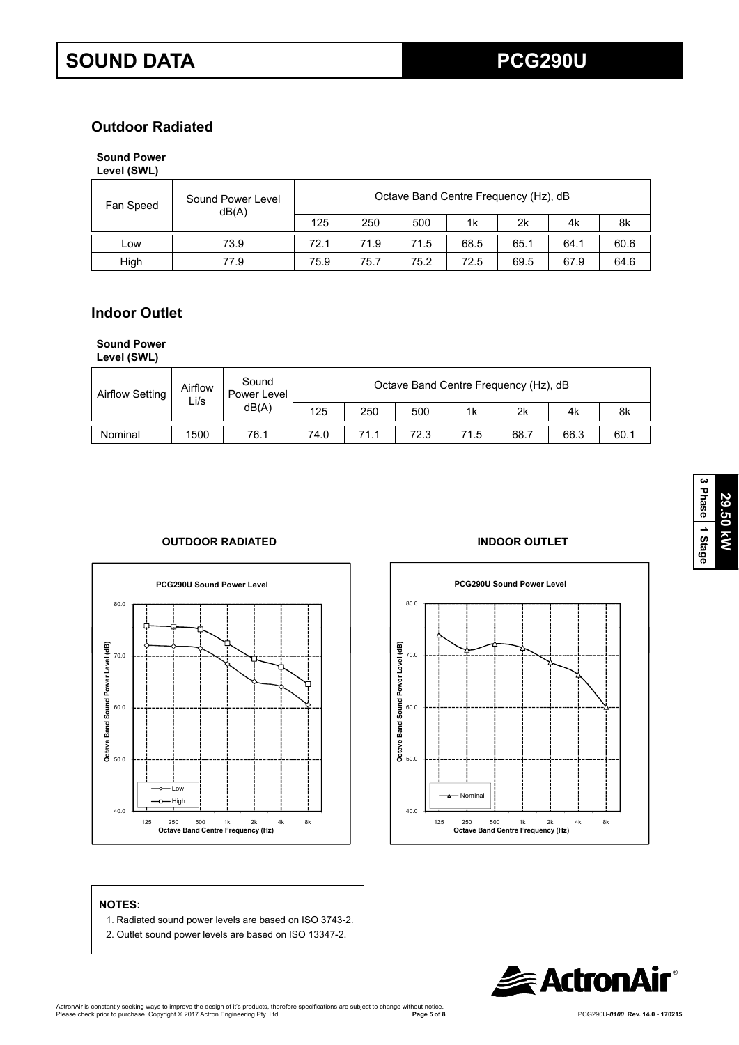# SOUND DATA

# PCG290U

## Outdoor Radiated

**Sound Power Level (SWL)**

| Fan Speed | Sound Power Level dB(A) | Octave Band Centre Frequency (Hz), dB | | | | | | |
|---|---|---|---|---|---|---|---|---|
| | | 125 | 250 | 500 | 1k | 2k | 4k | 8k |
| Low | 73.9 | 72.1 | 71.9 | 71.5 | 68.5 | 65.1 | 64.1 | 60.6 |
| High | 77.9 | 75.9 | 75.7 | 75.2 | 72.5 | 69.5 | 67.9 | 64.6 |

## Indoor Outlet

**Sound Power Level (SWL)**

| Airflow Setting | Airflow Li/s | Sound Power Level dB(A) | Octave Band Centre Frequency (Hz), dB | | | | | | |
|---|---|---|---|---|---|---|---|---|---|
| | | | 125 | 250 | 500 | 1k | 2k | 4k | 8k |
| Nominal | 1500 | 76.1 | 74.0 | 71.1 | 72.3 | 71.5 | 68.7 | 66.3 | 60.1 |

**29.50 kW** | **3 Phase** | **1 Stage**

**OUTDOOR RADIATED**

PCG290U Sound Power Level

**INDOOR OUTLET**

PCG290U Sound Power Level

**NOTES:**

1. Radiated sound power levels are based on ISO 3743-2.
2. Outlet sound power levels are based on ISO 13347-2.

ActronAir is constantly seeking ways to improve the design of it's products, therefore specifications are subject to change without notice.
Please check prior to purchase. Copyright © 2017 Actron Engineering Pty. Ltd.

PCG290U-*0100* **Rev. 14.0 - 170215**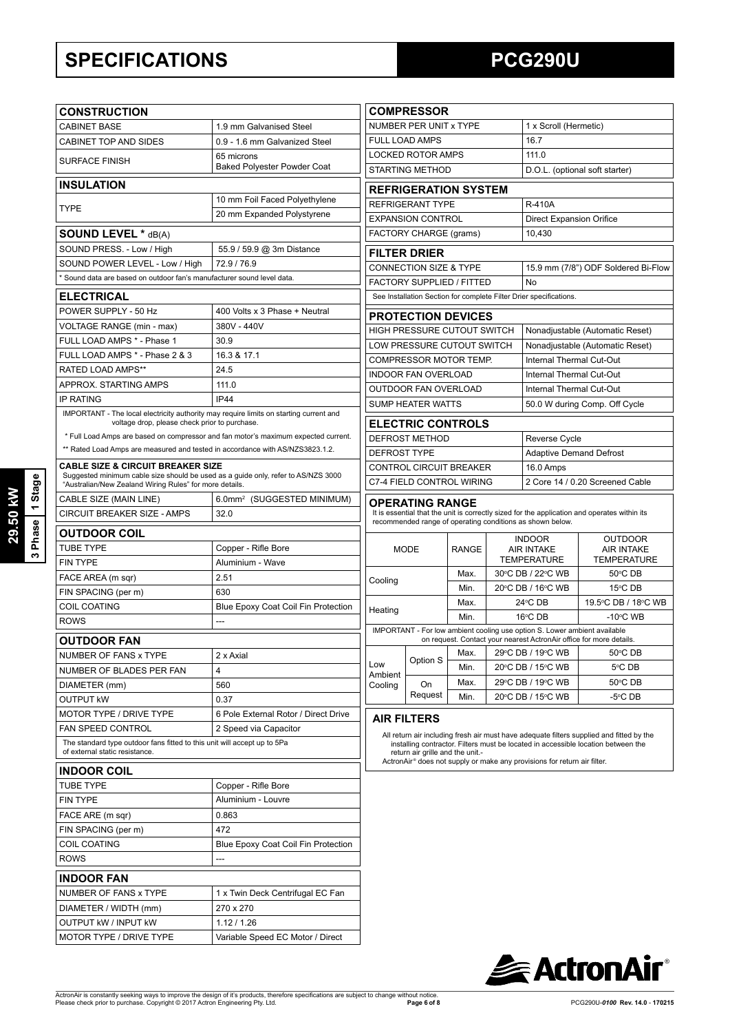# SPECIFICATIONS

# PCG290U

29.50 kW | 3 Phase | 1 Stage

## CONSTRUCTION

| | |
|---|---|
| CABINET BASE | 1.9 mm Galvanised Steel |
| CABINET TOP AND SIDES | 0.9 - 1.6 mm Galvanized Steel |
| SURFACE FINISH | 65 microns Baked Polyester Powder Coat |

## INSULATION

| | |
|---|---|
| TYPE | 10 mm Foil Faced Polyethylene |
| | 20 mm Expanded Polystyrene |

## SOUND LEVEL * dB(A)

| | |
|---|---|
| SOUND PRESS. - Low / High | 55.9 / 59.9 @ 3m Distance |
| SOUND POWER LEVEL - Low / High | 72.9 / 76.9 |

* Sound data are based on outdoor fan's manufacturer sound level data.

## ELECTRICAL

| | |
|---|---|
| POWER SUPPLY - 50 Hz | 400 Volts x 3 Phase + Neutral |
| VOLTAGE RANGE (min - max) | 380V - 440V |
| FULL LOAD AMPS * - Phase 1 | 30.9 |
| FULL LOAD AMPS * - Phase 2 & 3 | 16.3 & 17.1 |
| RATED LOAD AMPS** | 24.5 |
| APPROX. STARTING AMPS | 111.0 |
| IP RATING | IP44 |

IMPORTANT - The local electricity authority may require limits on starting current and voltage drop, please check prior to purchase.

* Full Load Amps are based on compressor and fan motor's maximum expected current.

** Rated Load Amps are measured and tested in accordance with AS/NZS3823.1.2.

## CABLE SIZE & CIRCUIT BREAKER SIZE

Suggested minimum cable size should be used as a guide only, refer to AS/NZS 3000 "Australian/New Zealand Wiring Rules" for more details.

| | |
|---|---|
| CABLE SIZE (MAIN LINE) | 6.0mm² (SUGGESTED MINIMUM) |
| CIRCUIT BREAKER SIZE - AMPS | 32.0 |

## OUTDOOR COIL

| | |
|---|---|
| TUBE TYPE | Copper - Rifle Bore |
| FIN TYPE | Aluminium - Wave |
| FACE AREA (m sqr) | 2.51 |
| FIN SPACING (per m) | 630 |
| COIL COATING | Blue Epoxy Coat Coil Fin Protection |
| ROWS | --- |

## OUTDOOR FAN

| | |
|---|---|
| NUMBER OF FANS x TYPE | 2 x Axial |
| NUMBER OF BLADES PER FAN | 4 |
| DIAMETER (mm) | 560 |
| OUTPUT kW | 0.37 |
| MOTOR TYPE / DRIVE TYPE | 6 Pole External Rotor / Direct Drive |
| FAN SPEED CONTROL | 2 Speed via Capacitor |

The standard type outdoor fans fitted to this unit will accept up to 5Pa of external static resistance.

## INDOOR COIL

| | |
|---|---|
| TUBE TYPE | Copper - Rifle Bore |
| FIN TYPE | Aluminium - Louvre |
| FACE ARE (m sqr) | 0.863 |
| FIN SPACING (per m) | 472 |
| COIL COATING | Blue Epoxy Coat Coil Fin Protection |
| ROWS | --- |

## INDOOR FAN

| | |
|---|---|
| NUMBER OF FANS x TYPE | 1 x Twin Deck Centrifugal EC Fan |
| DIAMETER / WIDTH (mm) | 270 x 270 |
| OUTPUT kW / INPUT kW | 1.12 / 1.26 |
| MOTOR TYPE / DRIVE TYPE | Variable Speed EC Motor / Direct |

## COMPRESSOR

| | |
|---|---|
| NUMBER PER UNIT x TYPE | 1 x Scroll (Hermetic) |
| FULL LOAD AMPS | 16.7 |
| LOCKED ROTOR AMPS | 111.0 |
| STARTING METHOD | D.O.L. (optional soft starter) |

## REFRIGERATION SYSTEM

| | |
|---|---|
| REFRIGERANT TYPE | R-410A |
| EXPANSION CONTROL | Direct Expansion Orifice |
| FACTORY CHARGE (grams) | 10,430 |

## FILTER DRIER

| | |
|---|---|
| CONNECTION SIZE & TYPE | 15.9 mm (7/8") ODF Soldered Bi-Flow |
| FACTORY SUPPLIED / FITTED | No |

See Installation Section for complete Filter Drier specifications.

## PROTECTION DEVICES

| | |
|---|---|
| HIGH PRESSURE CUTOUT SWITCH | Nonadjustable (Automatic Reset) |
| LOW PRESSURE CUTOUT SWITCH | Nonadjustable (Automatic Reset) |
| COMPRESSOR MOTOR TEMP. | Internal Thermal Cut-Out |
| INDOOR FAN OVERLOAD | Internal Thermal Cut-Out |
| OUTDOOR FAN OVERLOAD | Internal Thermal Cut-Out |
| SUMP HEATER WATTS | 50.0 W during Comp. Off Cycle |

## ELECTRIC CONTROLS

| | |
|---|---|
| DEFROST METHOD | Reverse Cycle |
| DEFROST TYPE | Adaptive Demand Defrost |
| CONTROL CIRCUIT BREAKER | 16.0 Amps |
| C7-4 FIELD CONTROL WIRING | 2 Core 14 / 0.20 Screened Cable |

## OPERATING RANGE

It is essential that the unit is correctly sized for the application and operates within its recommended range of operating conditions as shown below.

| MODE | | RANGE | INDOOR AIR INTAKE TEMPERATURE | OUTDOOR AIR INTAKE TEMPERATURE |
|---|---|---|---|---|
| Cooling | | Max. | 30°C DB / 22°C WB | 50°C DB |
| | | Min. | 20°C DB / 16°C WB | 15°C DB |
| Heating | | Max. | 24°C DB | 19.5°C DB / 18°C WB |
| | | Min. | 16°C DB | -10°C WB |
| Low Ambient Cooling | Option S | Max. | 29°C DB / 19°C WB | 50°C DB |
| | | Min. | 20°C DB / 15°C WB | 5°C DB |
| | On Request | Max. | 29°C DB / 19°C WB | 50°C DB |
| | | Min. | 20°C DB / 15°C WB | -5°C DB |

IMPORTANT - For low ambient cooling use option S. Lower ambient available on request. Contact your nearest ActronAir office for more details.

## AIR FILTERS

All return air including fresh air must have adequate filters supplied and fitted by the installing contractor. Filters must be located in accessible location between the return air grille and the unit.-

ActronAir® does not supply or make any provisions for return air filter.

ActronAir is constantly seeking ways to improve the design of it's products, therefore specifications are subject to change without notice. Please check prior to purchase. Copyright © 2017 Actron Engineering Pty. Ltd.

PCG290U-0100 Rev. 14.0 - 170215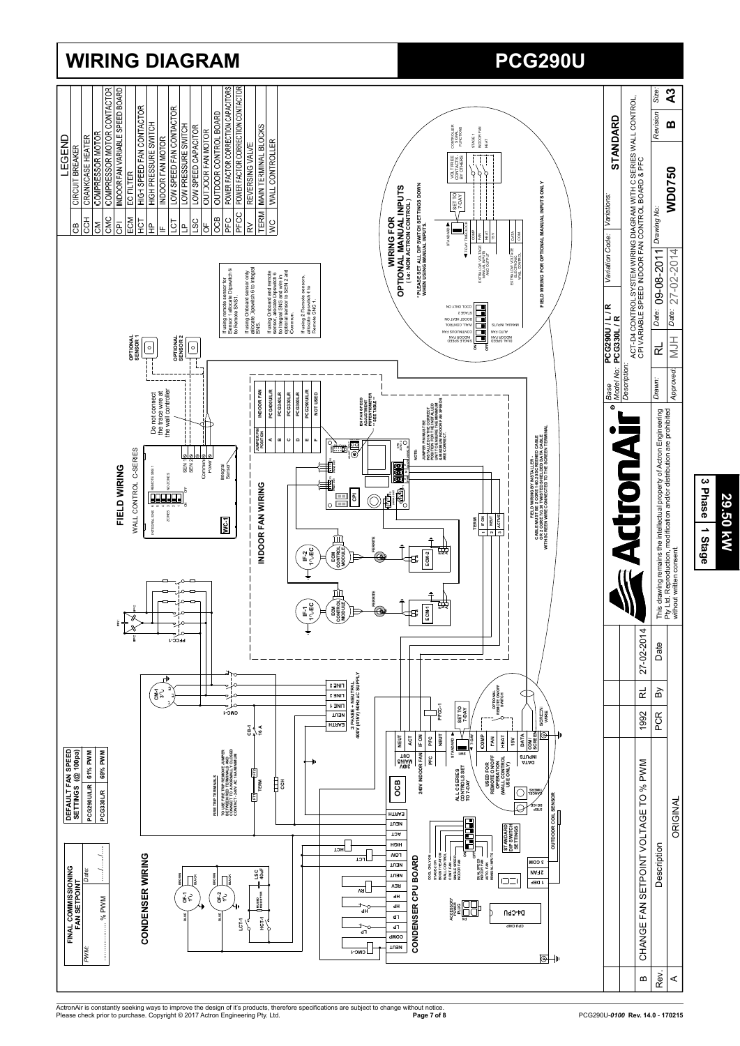# WIRING DIAGRAM

# PCG290U

## LEGEND

| | |
|---|---|
| CB | CIRCUIT BREAKER |
| CCH | CRANKCASE HEATER |
| CM | COMPRESSOR MOTOR |
| CMC | COMPRESSOR MOTOR CONTACTOR |
| CPI | INDOOR FAN VARIABLE SPEED BOARD |
| ECM | EC FILTER |
| HCT | HIGH SPEED FAN CONTACTOR |
| HP | HIGH PRESSURE SWITCH |
| IF | INDOOR FAN MOTOR |
| LCT | LOW SPEED FAN CONTACTOR |
| LP | LOW PRESSURE SWITCH |
| LSC | LOW SPEED CAPACITOR |
| OF | OUTDOOR FAN MOTOR |
| OCB | OUTDOOR CONTROL BOARD |
| PFC | POWER FACTOR CORRECTION CAPACITORS |
| PFCC | POWER FACTOR CORRECTION CONTACTOR |
| RV | REVERSING VALVE |
| TERM | MAIN TERMINAL BLOCKS |
| WC | WALL CONTROLLER |

## FINAL COMMISSIONING FAN SETPOINT

PWM: ............... % PWM    Date: ...../...../.....

## DEFAULT FAN SPEED SETTINGS (@ 100pa)

| | |
|---|---|
| PCG290U/L/R | 61% PWM |
| PCG330L/R | 69% PWM |

## CONDENSER WIRING

## CONDENSER CPU BOARD

FIRE TRIP TERMINALS
TO USE FIRE TRIP REMOVE JUMPER BETWEEN TERMINALS AND CONNECT TO A NORMALLY CLOSED CONTACT - 240V AC 10A MINIMUM

3 PHASE + NEUTRAL 400V (415V) 50Hz AC SUPPLY

ALL C SERIES CONTROLS SET TO 7-DAY

USED FOR REMOTE ON/OFF OPERATION (WALL CONTROL USE ONLY)

OPTIONAL REMOTE ON/OFF SWITCH

OUTDOOR COIL SENSOR

## FIELD WIRING

WALL CONTROL C-SERIES

Do not connect the trace wire at the wall controller

OPTIONAL SENSOR 1

OPTIONAL SENSOR 2

If using remote sensor for Sensor 1 allocate Dipswitch 6 to Remote SNS1.

If using Onboard sensor only allocate Dipswitch 6 to Integral SNS

If using Onboard and remote sensor, allocate Dipswitch 6 to Integral SNS and wire in optional sensor to SEN 2 and Common.

If using 2 Remote sensors, allocate dipswitch 6 to Remote SNS 1

## INDOOR FAN WIRING

| JUMPER PIN POSITION | INDOOR FAN |
|---|---|
| A | PCG400U/L/R |
| B | PCG340L/R |
| C | PCG330L/R |
| D | PCG300L/R |
| E | PCG290U/L/R |
| F | NOT USED |

EX FAN SPEED ADJUSTMENT POTENTIOMETER ** SEE TABLE **

NOTE:
JUMPER PIN MUST BE INSTALLED IN THE CORRECT POSITION FOR THE INSTALLED UNIT OTHERWISE THE MINIMUM & MAXIMUM INDOOR FAN SPEEDS ARE INCORRECT.

FIELD WIRING BY INSTALLER
CABLE MUST BE 2 CORE 16/0.2 SHIELDED CABLE OR 2 CORE 7/0.30 TWISTED SHIELDED DATA CABLE WITH SCREEN WIRE CONNECTED TO THE SCREEN TERMINAL

## WIRING FOR OPTIONAL MANUAL INPUTS
( i.e: NON ACTRON CONTROL )

* PLEASE SET ALL DIP SWITCH SETTINGS DOWN WHEN USING MANUAL INPUTS.

VOLT FREE CONTACTS BY OTHERS

CONTROLLER SIGNAL FUNCTIONS

FIELD WIRING FOR OPTIONAL MANUAL INPUTS ONLY

| | | | |
|---|---|---|---|
| Base Model No: | PCG290U / L / R<br>PCG330L / R | Variation Code: | Variations: STANDARD |
| Description: | ACT-D4 CONTROL SYSTEM WIRING DIAGRAM WITH C SERIES WALL CONTROL, CPI VARIABLE SPEED INDOOR FAN CONTROL BOARD & PFC | | |
| Drawn: RL | Date: 09-08-2011 | Drawing No: WD0750 | Revision: B / Size: A3 |
| Approved: MJH | Date: 27-02-2014 | | |

This drawing remains the intellectual property of Actron Engineering Pty Ltd. Reproduction, modification and/or distribution are prohibited without written consent.

| Rev. | Description | | | |
|---|---|---|---|---|
| B | CHANGE FAN SETPOINT VOLTAGE TO % PWM | 1992 | RL | 27-02-2014 |
| A | ORIGINAL | PCR | By | Date |

**29.50 kW**
**3 Phase | 1 Stage**

ActronAir is constantly seeking ways to improve the design of it's products, therefore specifications are subject to change without notice.
Please check prior to purchase. Copyright © 2017 Actron Engineering Pty. Ltd.

PCG290U-0100 Rev. 14.0 - 170215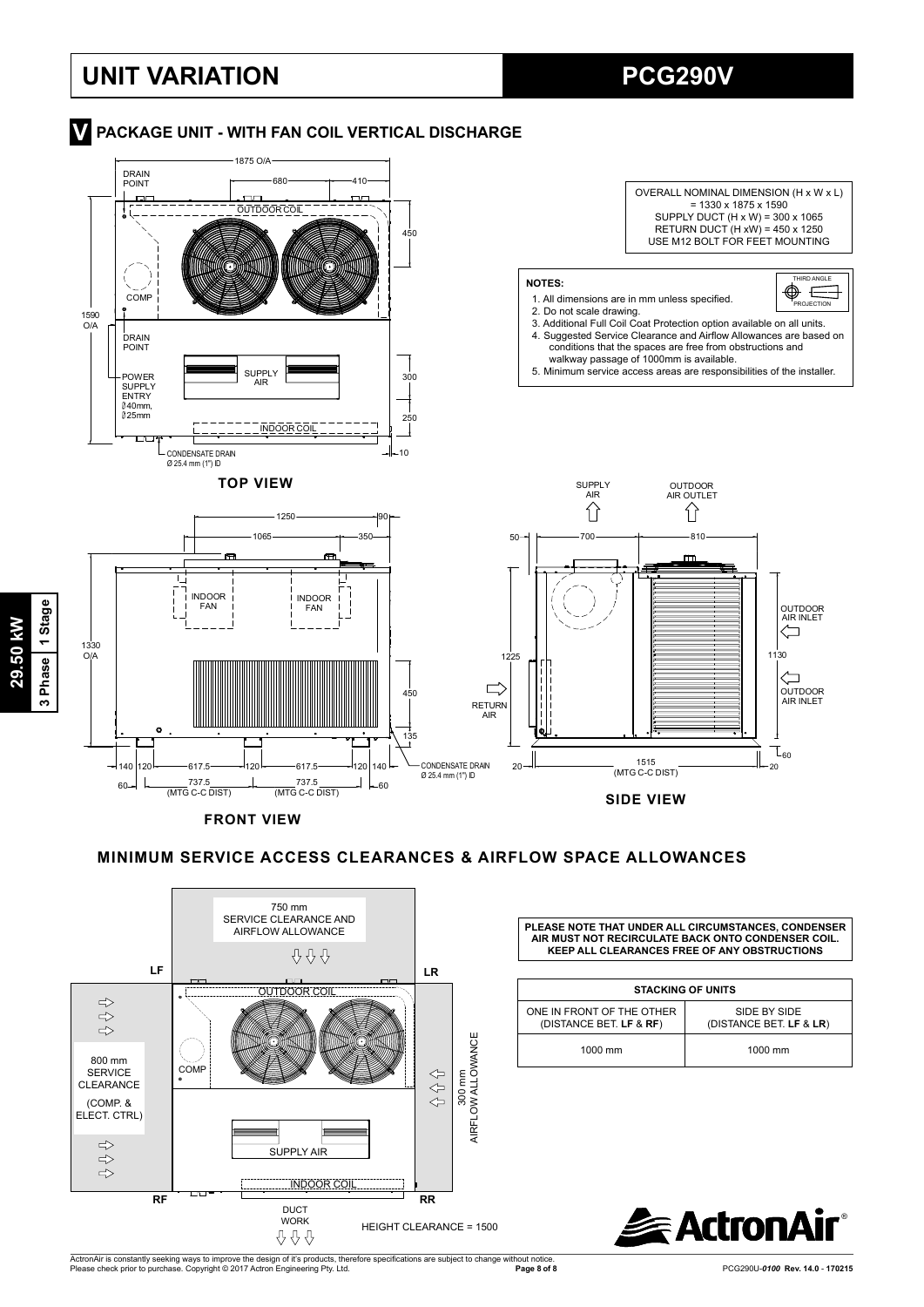# UNIT VARIATION

# PCG290V

## V PACKAGE UNIT - WITH FAN COIL VERTICAL DISCHARGE

OVERALL NOMINAL DIMENSION (H x W x L) = 1330 x 1875 x 1590
SUPPLY DUCT (H x W) = 300 x 1065
RETURN DUCT (H xW) = 450 x 1250
USE M12 BOLT FOR FEET MOUNTING

**NOTES:**

1. All dimensions are in mm unless specified.
2. Do not scale drawing.
3. Additional Full Coil Coat Protection option available on all units.
4. Suggested Service Clearance and Airflow Allowances are based on conditions that the spaces are free from obstructions and walkway passage of 1000mm is available.
5. Minimum service access areas are responsibilities of the installer.

THIRD ANGLE PROJECTION

1875 O/A
680
410
DRAIN POINT
OUTDOOR COIL
450
COMP
1590 O/A
DRAIN POINT
SUPPLY AIR
300
POWER SUPPLY ENTRY Ø40mm, Ø25mm
250
INDOOR COIL
10
CONDENSATE DRAIN Ø 25.4 mm (1") ID

**TOP VIEW**

1250
90
1065
350
INDOOR FAN
INDOOR FAN
1330 O/A
450
135
140 120 617.5 120 617.5 120 140
60 737.5 (MTG C-C DIST) 737.5 (MTG C-C DIST) 60
CONDENSATE DRAIN Ø 25.4 mm (1") ID

**FRONT VIEW**

SUPPLY AIR
OUTDOOR AIR OUTLET
50
700
810
OUTDOOR AIR INLET
1225
1130
RETURN AIR
OUTDOOR AIR INLET
60
20
1515 (MTG C-C DIST)
20

**SIDE VIEW**

29.50 kW | 3 Phase | 1 Stage

## MINIMUM SERVICE ACCESS CLEARANCES & AIRFLOW SPACE ALLOWANCES

750 mm SERVICE CLEARANCE AND AIRFLOW ALLOWANCE
LF
LR
OUTDOOR COIL
800 mm SERVICE CLEARANCE (COMP. & ELECT. CTRL)
COMP
300 mm AIRFLOW ALLOWANCE
SUPPLY AIR
INDOOR COIL
RF
RR
DUCT WORK
HEIGHT CLEARANCE = 1500

**PLEASE NOTE THAT UNDER ALL CIRCUMSTANCES, CONDENSER AIR MUST NOT RECIRCULATE BACK ONTO CONDENSER COIL. KEEP ALL CLEARANCES FREE OF ANY OBSTRUCTIONS**

| STACKING OF UNITS | |
|---|---|
| ONE IN FRONT OF THE OTHER (DISTANCE BET. **LF** & **RF**) | SIDE BY SIDE (DISTANCE BET. **LF** & **LR**) |
| 1000 mm | 1000 mm |

ActronAir is constantly seeking ways to improve the design of it's products, therefore specifications are subject to change without notice. Please check prior to purchase. Copyright © 2017 Actron Engineering Pty. Ltd.

PCG290U-*0100* Rev. 14.0 - 170215